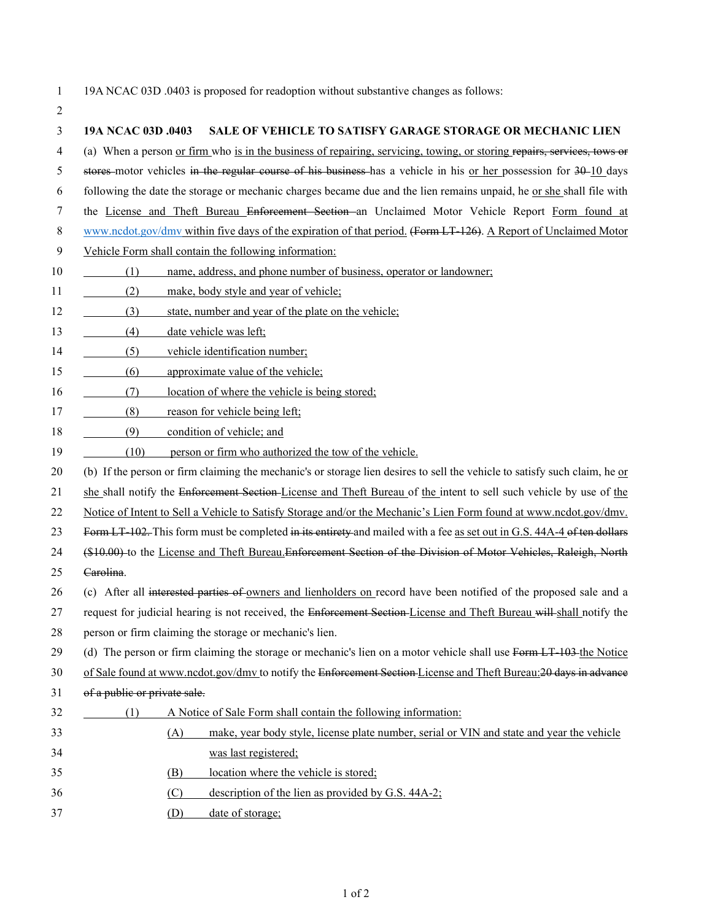19A NCAC 03D .0403 is proposed for readoption without substantive changes as follows:

**19A NCAC 03D .0403 SALE OF VEHICLE TO SATISFY GARAGE STORAGE OR MECHANIC LIEN**

(a) When a person <u>or firm</u> who <u>is in the business of repairing, servicing, towing, or storing</u> ~~repairs, services, tows or stores~~ motor vehicles ~~in the regular course of his business~~ has a vehicle in his <u>or her</u> possession for ~~30~~ <u>10</u> days following the date the storage or mechanic charges became due and the lien remains unpaid, he <u>or she</u> shall file with the <u>License and Theft Bureau</u> ~~Enforcement Section~~ an Unclaimed Motor Vehicle Report <u>Form found at www.ncdot.gov/dmv</u> within five days of the expiration of that period. ~~(Form LT-126)~~. <u>A Report of Unclaimed Motor Vehicle Form shall contain the following information:</u>

<u>(1) name, address, and phone number of business, operator or landowner;</u>
<u>(2) make, body style and year of vehicle;</u>
<u>(3) state, number and year of the plate on the vehicle;</u>
<u>(4) date vehicle was left;</u>
<u>(5) vehicle identification number;</u>
<u>(6) approximate value of the vehicle;</u>
<u>(7) location of where the vehicle is being stored;</u>
<u>(8) reason for vehicle being left;</u>
<u>(9) condition of vehicle; and</u>
<u>(10) person or firm who authorized the tow of the vehicle.</u>

(b) If the person or firm claiming the mechanic's or storage lien desires to sell the vehicle to satisfy such claim, he <u>or she</u> shall notify the ~~Enforcement Section~~ <u>License and Theft Bureau</u> of <u>the</u> intent to sell such vehicle by use of <u>the Notice of Intent to Sell a Vehicle to Satisfy Storage and/or the Mechanic's Lien Form found at www.ncdot.gov/dmv.</u> ~~Form LT-102.~~ This form must be completed ~~in its entirety~~ and mailed with a fee <u>as set out in G.S. 44A-4</u> ~~of ten dollars ($10.00)~~ to the <u>License and Theft Bureau.</u>~~Enforcement Section of the Division of Motor Vehicles, Raleigh, North Carolina~~.

(c) After all ~~interested parties of~~ <u>owners and lienholders on</u> record have been notified of the proposed sale and a request for judicial hearing is not received, the ~~Enforcement Section~~ <u>License and Theft Bureau</u> ~~will~~ <u>shall</u> notify the person or firm claiming the storage or mechanic's lien.

(d) The person or firm claiming the storage or mechanic's lien on a motor vehicle shall use ~~Form LT-103~~ <u>the Notice of Sale found at www.ncdot.gov/dmv</u> to notify the ~~Enforcement Section~~ <u>License and Theft Bureau:</u>~~20 days in advance of a public or private sale.~~

<u>(1) A Notice of Sale Form shall contain the following information:</u>

<u>(A) make, year body style, license plate number, serial or VIN and state and year the vehicle was last registered;</u>
<u>(B) location where the vehicle is stored;</u>
<u>(C) description of the lien as provided by G.S. 44A-2;</u>
<u>(D) date of storage;</u>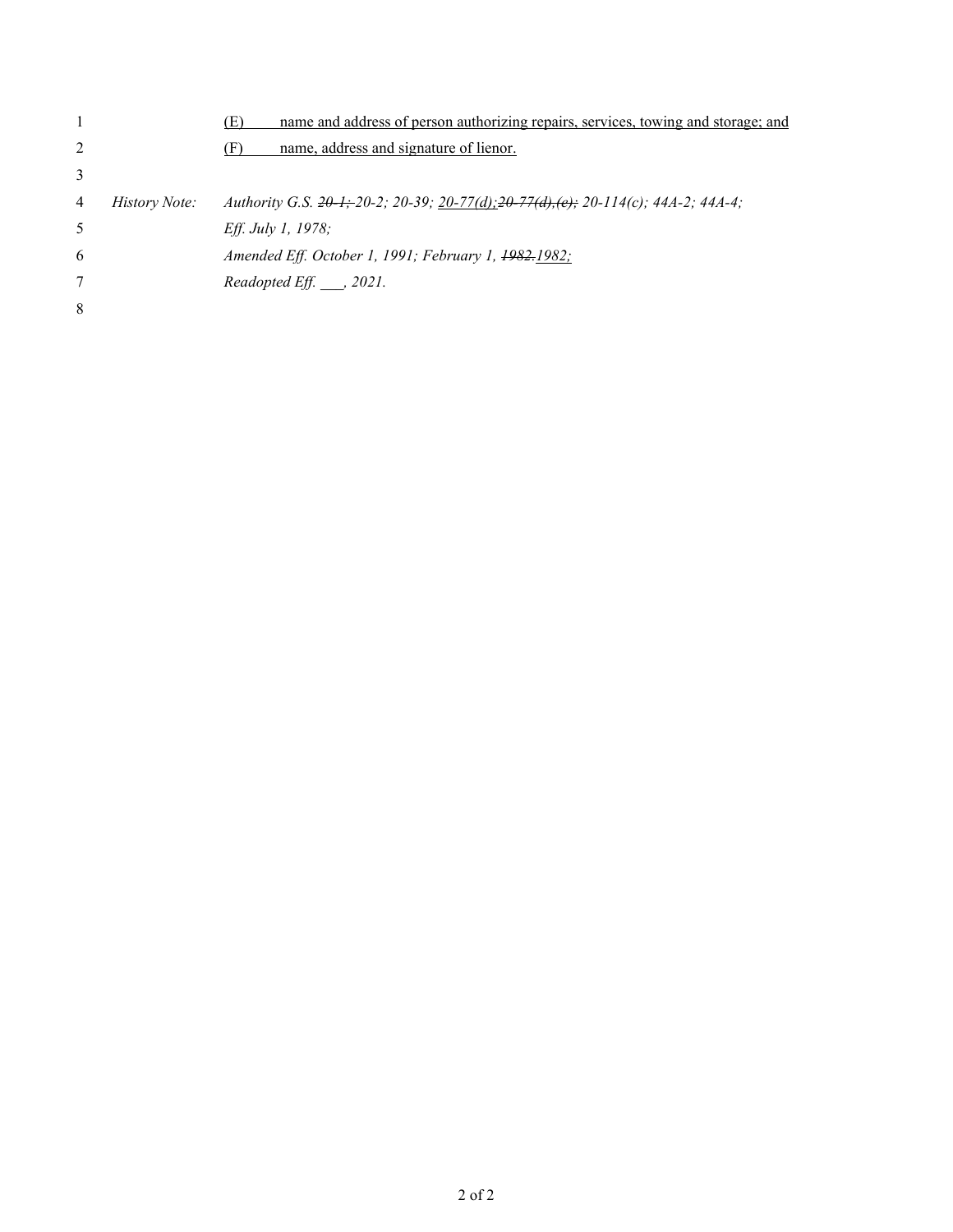(E) name and address of person authorizing repairs, services, towing and storage; and

(F) name, address and signature of lienor.

*History Note: Authority G.S. ~~20-1;~~ 20-2; 20-39; 20-77(d);~~20-77(d),(e);~~ 20-114(c); 44A-2; 44A-4;*
*Eff. July 1, 1978;*
*Amended Eff. October 1, 1991; February 1, ~~1982.~~1982;*
*Readopted Eff. ___, 2021.*